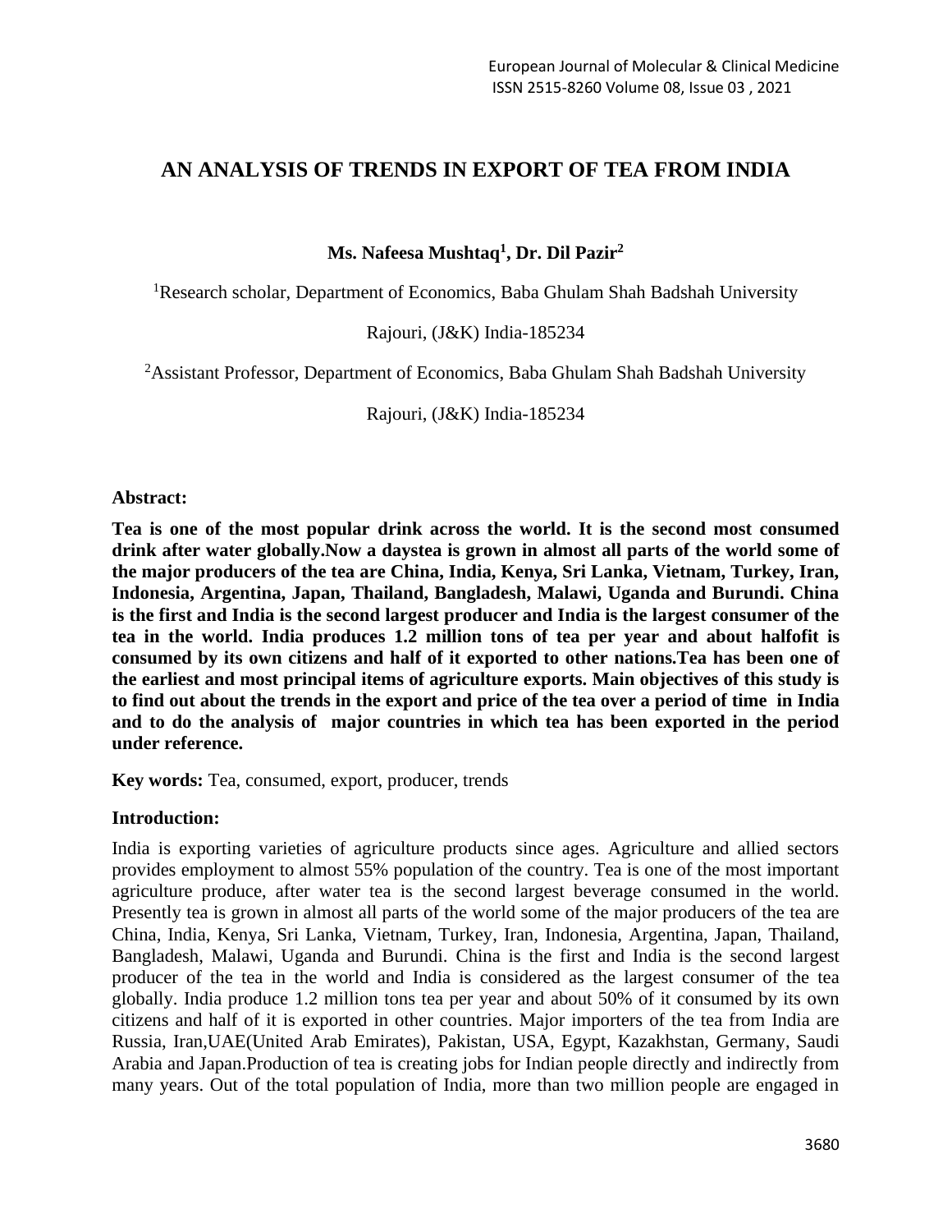# AN ANALYSIS OF TRENDS IN EXPORT OF TEA FROM INDIA

**Ms. Nafeesa Mushtaq[1], Dr. Dil Pazir[2]**

[1]Research scholar, Department of Economics, Baba Ghulam Shah Badshah University

Rajouri, (J&K) India-185234

[2]Assistant Professor, Department of Economics, Baba Ghulam Shah Badshah University

Rajouri, (J&K) India-185234

**Abstract:**

**Tea is one of the most popular drink across the world. It is the second most consumed drink after water globally.Now a daystea is grown in almost all parts of the world some of the major producers of the tea are China, India, Kenya, Sri Lanka, Vietnam, Turkey, Iran, Indonesia, Argentina, Japan, Thailand, Bangladesh, Malawi, Uganda and Burundi. China is the first and India is the second largest producer and India is the largest consumer of the tea in the world. India produces 1.2 million tons of tea per year and about halfofit is consumed by its own citizens and half of it exported to other nations.Tea has been one of the earliest and most principal items of agriculture exports. Main objectives of this study is to find out about the trends in the export and price of the tea over a period of time in India and to do the analysis of major countries in which tea has been exported in the period under reference.**

**Key words:** Tea, consumed, export, producer, trends

**Introduction:**

India is exporting varieties of agriculture products since ages. Agriculture and allied sectors provides employment to almost 55% population of the country. Tea is one of the most important agriculture produce, after water tea is the second largest beverage consumed in the world. Presently tea is grown in almost all parts of the world some of the major producers of the tea are China, India, Kenya, Sri Lanka, Vietnam, Turkey, Iran, Indonesia, Argentina, Japan, Thailand, Bangladesh, Malawi, Uganda and Burundi. China is the first and India is the second largest producer of the tea in the world and India is considered as the largest consumer of the tea globally. India produce 1.2 million tons tea per year and about 50% of it consumed by its own citizens and half of it is exported in other countries. Major importers of the tea from India are Russia, Iran,UAE(United Arab Emirates), Pakistan, USA, Egypt, Kazakhstan, Germany, Saudi Arabia and Japan.Production of tea is creating jobs for Indian people directly and indirectly from many years. Out of the total population of India, more than two million people are engaged in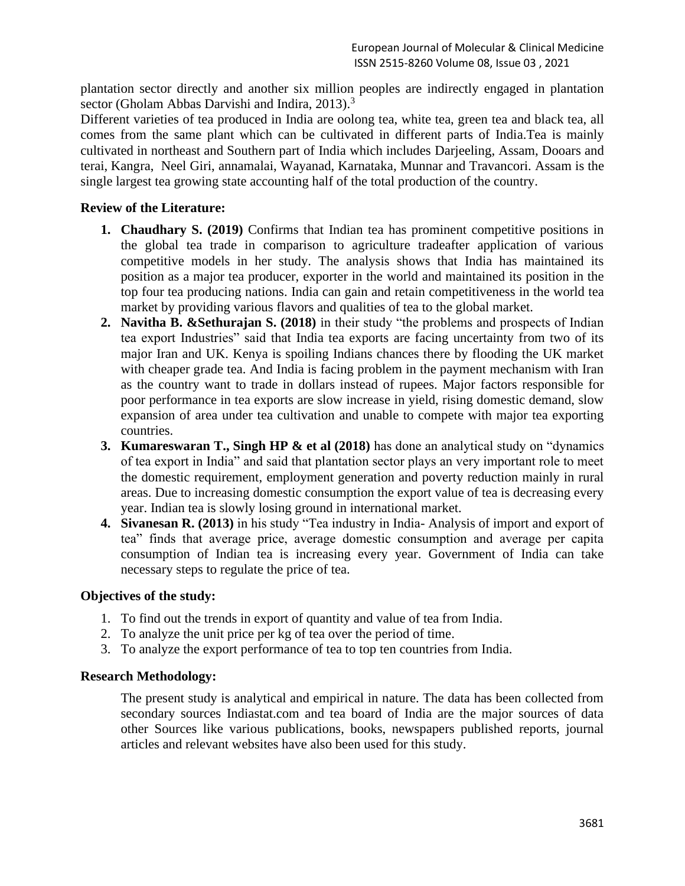plantation sector directly and another six million peoples are indirectly engaged in plantation sector (Gholam Abbas Darvishi and Indira, 2013).[3]

Different varieties of tea produced in India are oolong tea, white tea, green tea and black tea, all comes from the same plant which can be cultivated in different parts of India.Tea is mainly cultivated in northeast and Southern part of India which includes Darjeeling, Assam, Dooars and terai, Kangra, Neel Giri, annamalai, Wayanad, Karnataka, Munnar and Travancori. Assam is the single largest tea growing state accounting half of the total production of the country.

### Review of the Literature:

1. **Chaudhary S. (2019)** Confirms that Indian tea has prominent competitive positions in the global tea trade in comparison to agriculture tradeafter application of various competitive models in her study. The analysis shows that India has maintained its position as a major tea producer, exporter in the world and maintained its position in the top four tea producing nations. India can gain and retain competitiveness in the world tea market by providing various flavors and qualities of tea to the global market.
2. **Navitha B. &Sethurajan S. (2018)** in their study "the problems and prospects of Indian tea export Industries" said that India tea exports are facing uncertainty from two of its major Iran and UK. Kenya is spoiling Indians chances there by flooding the UK market with cheaper grade tea. And India is facing problem in the payment mechanism with Iran as the country want to trade in dollars instead of rupees. Major factors responsible for poor performance in tea exports are slow increase in yield, rising domestic demand, slow expansion of area under tea cultivation and unable to compete with major tea exporting countries.
3. **Kumareswaran T., Singh HP & et al (2018)** has done an analytical study on "dynamics of tea export in India" and said that plantation sector plays an very important role to meet the domestic requirement, employment generation and poverty reduction mainly in rural areas. Due to increasing domestic consumption the export value of tea is decreasing every year. Indian tea is slowly losing ground in international market.
4. **Sivanesan R. (2013)** in his study "Tea industry in India- Analysis of import and export of tea" finds that average price, average domestic consumption and average per capita consumption of Indian tea is increasing every year. Government of India can take necessary steps to regulate the price of tea.

### Objectives of the study:

1. To find out the trends in export of quantity and value of tea from India.
2. To analyze the unit price per kg of tea over the period of time.
3. To analyze the export performance of tea to top ten countries from India.

### Research Methodology:

The present study is analytical and empirical in nature. The data has been collected from secondary sources Indiastat.com and tea board of India are the major sources of data other Sources like various publications, books, newspapers published reports, journal articles and relevant websites have also been used for this study.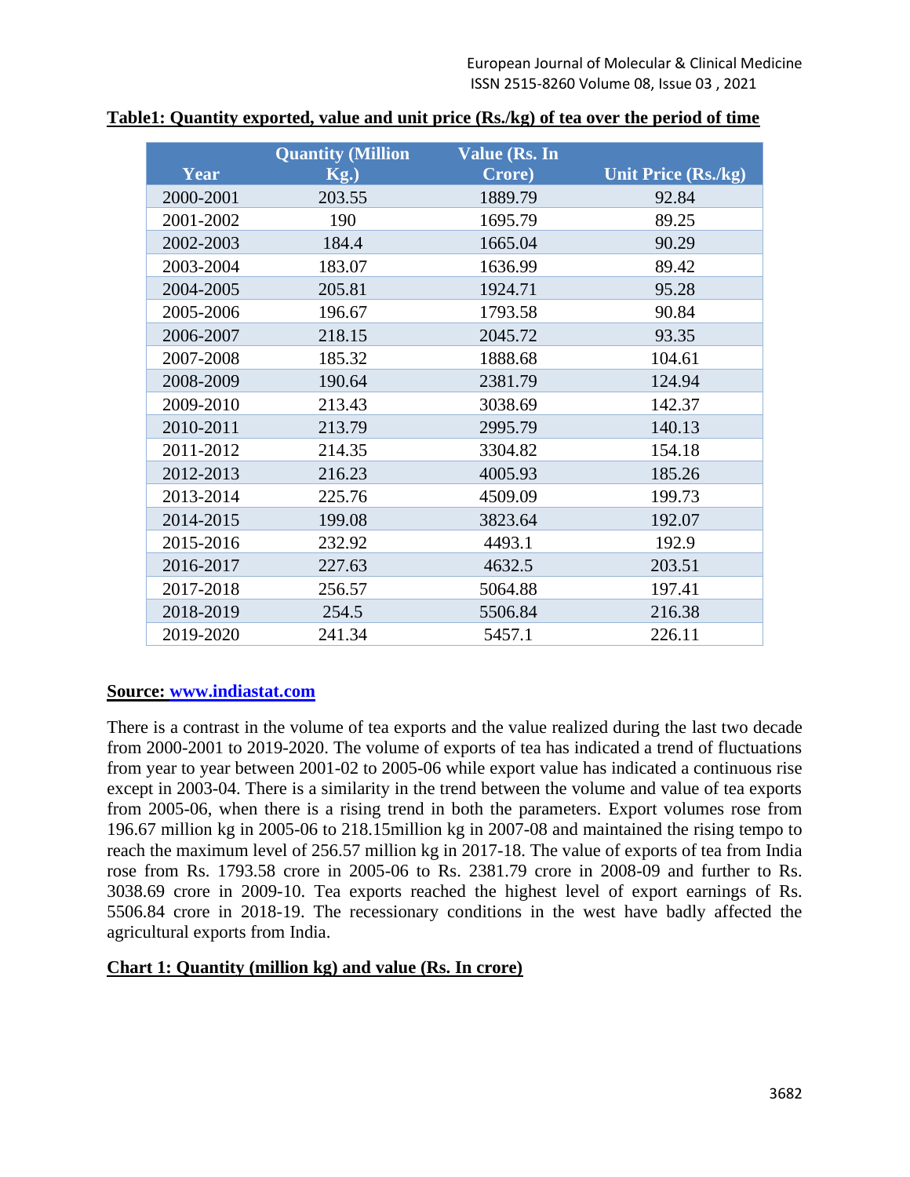**Table1: Quantity exported, value and unit price (Rs./kg) of tea over the period of time**

| Year | Quantity (Million Kg.) | Value (Rs. In Crore) | Unit Price (Rs./kg) |
|---|---|---|---|
| 2000-2001 | 203.55 | 1889.79 | 92.84 |
| 2001-2002 | 190 | 1695.79 | 89.25 |
| 2002-2003 | 184.4 | 1665.04 | 90.29 |
| 2003-2004 | 183.07 | 1636.99 | 89.42 |
| 2004-2005 | 205.81 | 1924.71 | 95.28 |
| 2005-2006 | 196.67 | 1793.58 | 90.84 |
| 2006-2007 | 218.15 | 2045.72 | 93.35 |
| 2007-2008 | 185.32 | 1888.68 | 104.61 |
| 2008-2009 | 190.64 | 2381.79 | 124.94 |
| 2009-2010 | 213.43 | 3038.69 | 142.37 |
| 2010-2011 | 213.79 | 2995.79 | 140.13 |
| 2011-2012 | 214.35 | 3304.82 | 154.18 |
| 2012-2013 | 216.23 | 4005.93 | 185.26 |
| 2013-2014 | 225.76 | 4509.09 | 199.73 |
| 2014-2015 | 199.08 | 3823.64 | 192.07 |
| 2015-2016 | 232.92 | 4493.1 | 192.9 |
| 2016-2017 | 227.63 | 4632.5 | 203.51 |
| 2017-2018 | 256.57 | 5064.88 | 197.41 |
| 2018-2019 | 254.5 | 5506.84 | 216.38 |
| 2019-2020 | 241.34 | 5457.1 | 226.11 |

**Source: www.indiastat.com**

There is a contrast in the volume of tea exports and the value realized during the last two decade from 2000-2001 to 2019-2020. The volume of exports of tea has indicated a trend of fluctuations from year to year between 2001-02 to 2005-06 while export value has indicated a continuous rise except in 2003-04. There is a similarity in the trend between the volume and value of tea exports from 2005-06, when there is a rising trend in both the parameters. Export volumes rose from 196.67 million kg in 2005-06 to 218.15million kg in 2007-08 and maintained the rising tempo to reach the maximum level of 256.57 million kg in 2017-18. The value of exports of tea from India rose from Rs. 1793.58 crore in 2005-06 to Rs. 2381.79 crore in 2008-09 and further to Rs. 3038.69 crore in 2009-10. Tea exports reached the highest level of export earnings of Rs. 5506.84 crore in 2018-19. The recessionary conditions in the west have badly affected the agricultural exports from India.

**Chart 1: Quantity (million kg) and value (Rs. In crore)**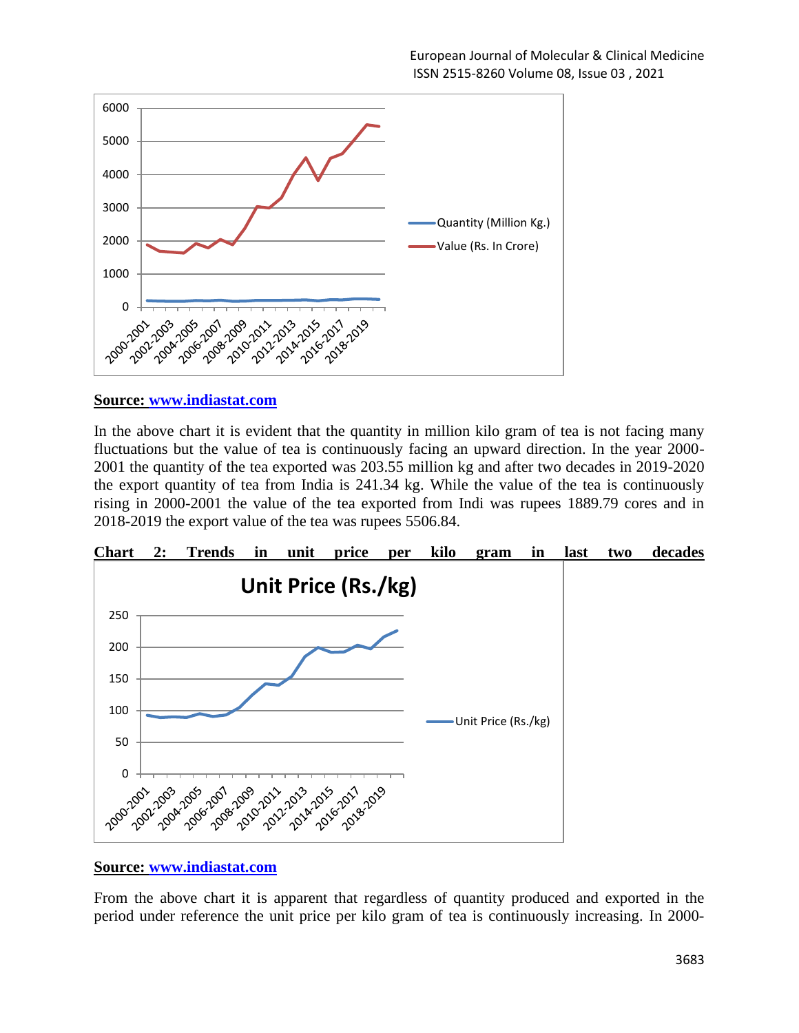**Source: www.indiastat.com**

In the above chart it is evident that the quantity in million kilo gram of tea is not facing many fluctuations but the value of tea is continuously facing an upward direction. In the year 2000-2001 the quantity of the tea exported was 203.55 million kg and after two decades in 2019-2020 the export quantity of tea from India is 241.34 kg. While the value of the tea is continuously rising in 2000-2001 the value of the tea exported from Indi was rupees 1889.79 cores and in 2018-2019 the export value of the tea was rupees 5506.84.

**Chart 2: Trends in unit price per kilo gram in last two decades**

**Source: www.indiastat.com**

From the above chart it is apparent that regardless of quantity produced and exported in the period under reference the unit price per kilo gram of tea is continuously increasing. In 2000-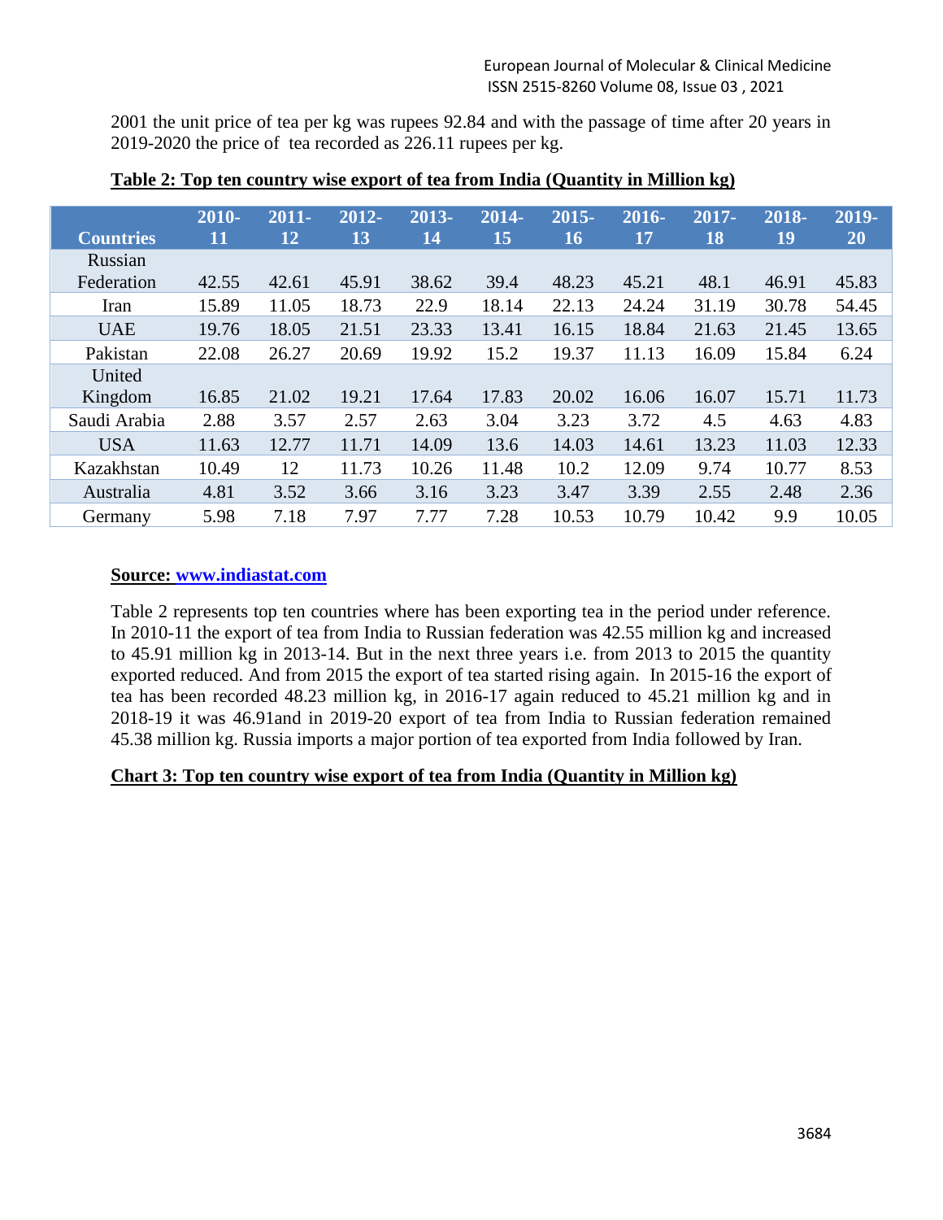2001 the unit price of tea per kg was rupees 92.84 and with the passage of time after 20 years in 2019-2020 the price of tea recorded as 226.11 rupees per kg.

**Table 2: Top ten country wise export of tea from India (Quantity in Million kg)**

| Countries | 2010-11 | 2011-12 | 2012-13 | 2013-14 | 2014-15 | 2015-16 | 2016-17 | 2017-18 | 2018-19 | 2019-20 |
|---|---|---|---|---|---|---|---|---|---|---|
| Russian Federation | 42.55 | 42.61 | 45.91 | 38.62 | 39.4 | 48.23 | 45.21 | 48.1 | 46.91 | 45.83 |
| Iran | 15.89 | 11.05 | 18.73 | 22.9 | 18.14 | 22.13 | 24.24 | 31.19 | 30.78 | 54.45 |
| UAE | 19.76 | 18.05 | 21.51 | 23.33 | 13.41 | 16.15 | 18.84 | 21.63 | 21.45 | 13.65 |
| Pakistan | 22.08 | 26.27 | 20.69 | 19.92 | 15.2 | 19.37 | 11.13 | 16.09 | 15.84 | 6.24 |
| United Kingdom | 16.85 | 21.02 | 19.21 | 17.64 | 17.83 | 20.02 | 16.06 | 16.07 | 15.71 | 11.73 |
| Saudi Arabia | 2.88 | 3.57 | 2.57 | 2.63 | 3.04 | 3.23 | 3.72 | 4.5 | 4.63 | 4.83 |
| USA | 11.63 | 12.77 | 11.71 | 14.09 | 13.6 | 14.03 | 14.61 | 13.23 | 11.03 | 12.33 |
| Kazakhstan | 10.49 | 12 | 11.73 | 10.26 | 11.48 | 10.2 | 12.09 | 9.74 | 10.77 | 8.53 |
| Australia | 4.81 | 3.52 | 3.66 | 3.16 | 3.23 | 3.47 | 3.39 | 2.55 | 2.48 | 2.36 |
| Germany | 5.98 | 7.18 | 7.97 | 7.77 | 7.28 | 10.53 | 10.79 | 10.42 | 9.9 | 10.05 |

**Source: www.indiastat.com**

Table 2 represents top ten countries where has been exporting tea in the period under reference. In 2010-11 the export of tea from India to Russian federation was 42.55 million kg and increased to 45.91 million kg in 2013-14. But in the next three years i.e. from 2013 to 2015 the quantity exported reduced. And from 2015 the export of tea started rising again. In 2015-16 the export of tea has been recorded 48.23 million kg, in 2016-17 again reduced to 45.21 million kg and in 2018-19 it was 46.91and in 2019-20 export of tea from India to Russian federation remained 45.38 million kg. Russia imports a major portion of tea exported from India followed by Iran.

**Chart 3: Top ten country wise export of tea from India (Quantity in Million kg)**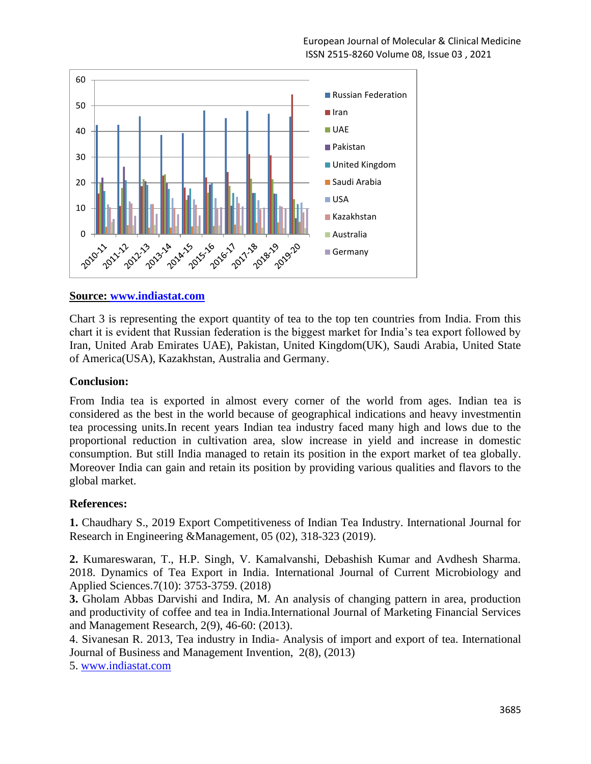60
50
40
30
20
10
0

2010-11
2011-12
2012-13
2013-14
2014-15
2015-16
2016-17
2017-18
2018-19
2019-20

Russian Federation
Iran
UAE
Pakistan
United Kingdom
Saudi Arabia
USA
Kazakhstan
Australia
Germany

**Source: [www.indiastat.com](http://www.indiastat.com)**

Chart 3 is representing the export quantity of tea to the top ten countries from India. From this chart it is evident that Russian federation is the biggest market for India's tea export followed by Iran, United Arab Emirates UAE), Pakistan, United Kingdom(UK), Saudi Arabia, United State of America(USA), Kazakhstan, Australia and Germany.

## Conclusion:

From India tea is exported in almost every corner of the world from ages. Indian tea is considered as the best in the world because of geographical indications and heavy investmentin tea processing units.In recent years Indian tea industry faced many high and lows due to the proportional reduction in cultivation area, slow increase in yield and increase in domestic consumption. But still India managed to retain its position in the export market of tea globally. Moreover India can gain and retain its position by providing various qualities and flavors to the global market.

## References:

**1.** Chaudhary S., 2019 Export Competitiveness of Indian Tea Industry. International Journal for Research in Engineering &Management, 05 (02), 318-323 (2019).

**2.** Kumareswaran, T., H.P. Singh, V. Kamalvanshi, Debashish Kumar and Avdhesh Sharma. 2018. Dynamics of Tea Export in India. International Journal of Current Microbiology and Applied Sciences.7(10): 3753-3759. (2018)

**3.** Gholam Abbas Darvishi and Indira, M. An analysis of changing pattern in area, production and productivity of coffee and tea in India.International Journal of Marketing Financial Services and Management Research, 2(9), 46-60: (2013).

4. Sivanesan R. 2013, Tea industry in India- Analysis of import and export of tea. International Journal of Business and Management Invention, 2(8), (2013)

5. [www.indiastat.com](http://www.indiastat.com)